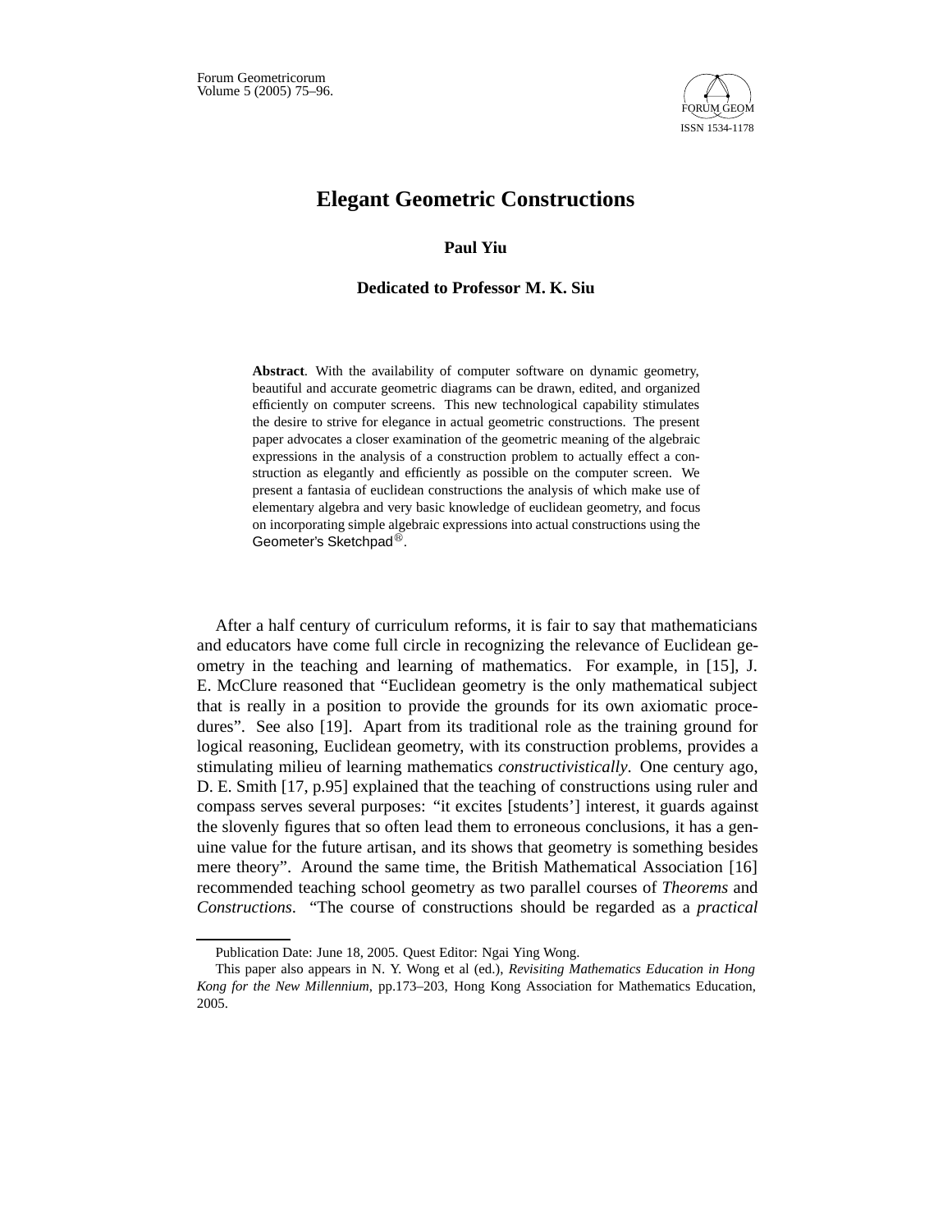# Elegant Geometric Constructions

**Paul Yiu**

**Dedicated to Professor M. K. Siu**

**Abstract**. With the availability of computer software on dynamic geometry, beautiful and accurate geometric diagrams can be drawn, edited, and organized efficiently on computer screens. This new technological capability stimulates the desire to strive for elegance in actual geometric constructions. The present paper advocates a closer examination of the geometric meaning of the algebraic expressions in the analysis of a construction problem to actually effect a construction as elegantly and efficiently as possible on the computer screen. We present a fantasia of euclidean constructions the analysis of which make use of elementary algebra and very basic knowledge of euclidean geometry, and focus on incorporating simple algebraic expressions into actual constructions using the Geometer's Sketchpad®.

After a half century of curriculum reforms, it is fair to say that mathematicians and educators have come full circle in recognizing the relevance of Euclidean geometry in the teaching and learning of mathematics. For example, in [15], J. E. McClure reasoned that "Euclidean geometry is the only mathematical subject that is really in a position to provide the grounds for its own axiomatic procedures". See also [19]. Apart from its traditional role as the training ground for logical reasoning, Euclidean geometry, with its construction problems, provides a stimulating milieu of learning mathematics *constructivistically*. One century ago, D. E. Smith [17, p.95] explained that the teaching of constructions using ruler and compass serves several purposes: "it excites [students'] interest, it guards against the slovenly figures that so often lead them to erroneous conclusions, it has a genuine value for the future artisan, and its shows that geometry is something besides mere theory". Around the same time, the British Mathematical Association [16] recommended teaching school geometry as two parallel courses of *Theorems* and *Constructions*. "The course of constructions should be regarded as a *practical*

---

Publication Date: June 18, 2005. Quest Editor: Ngai Ying Wong.

This paper also appears in N. Y. Wong et al (ed.), *Revisiting Mathematics Education in Hong Kong for the New Millennium*, pp.173–203, Hong Kong Association for Mathematics Education, 2005.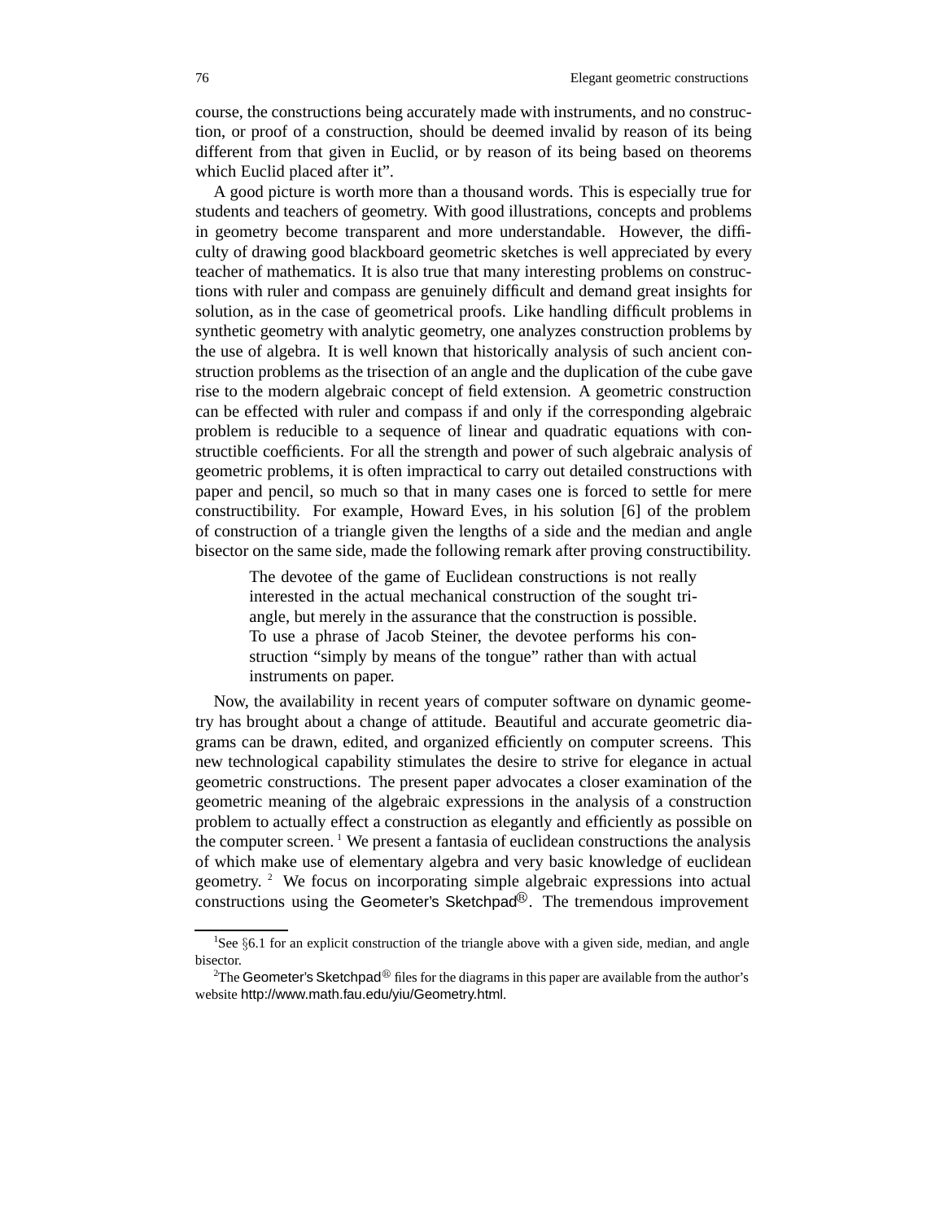course, the constructions being accurately made with instruments, and no construction, or proof of a construction, should be deemed invalid by reason of its being different from that given in Euclid, or by reason of its being based on theorems which Euclid placed after it".

A good picture is worth more than a thousand words. This is especially true for students and teachers of geometry. With good illustrations, concepts and problems in geometry become transparent and more understandable. However, the difficulty of drawing good blackboard geometric sketches is well appreciated by every teacher of mathematics. It is also true that many interesting problems on constructions with ruler and compass are genuinely difficult and demand great insights for solution, as in the case of geometrical proofs. Like handling difficult problems in synthetic geometry with analytic geometry, one analyzes construction problems by the use of algebra. It is well known that historically analysis of such ancient construction problems as the trisection of an angle and the duplication of the cube gave rise to the modern algebraic concept of field extension. A geometric construction can be effected with ruler and compass if and only if the corresponding algebraic problem is reducible to a sequence of linear and quadratic equations with constructible coefficients. For all the strength and power of such algebraic analysis of geometric problems, it is often impractical to carry out detailed constructions with paper and pencil, so much so that in many cases one is forced to settle for mere constructibility. For example, Howard Eves, in his solution [6] of the problem of construction of a triangle given the lengths of a side and the median and angle bisector on the same side, made the following remark after proving constructibility.

> The devotee of the game of Euclidean constructions is not really interested in the actual mechanical construction of the sought triangle, but merely in the assurance that the construction is possible. To use a phrase of Jacob Steiner, the devotee performs his construction "simply by means of the tongue" rather than with actual instruments on paper.

Now, the availability in recent years of computer software on dynamic geometry has brought about a change of attitude. Beautiful and accurate geometric diagrams can be drawn, edited, and organized efficiently on computer screens. This new technological capability stimulates the desire to strive for elegance in actual geometric constructions. The present paper advocates a closer examination of the geometric meaning of the algebraic expressions in the analysis of a construction problem to actually effect a construction as elegantly and efficiently as possible on the computer screen. [1] We present a fantasia of euclidean constructions the analysis of which make use of elementary algebra and very basic knowledge of euclidean geometry. [2] We focus on incorporating simple algebraic expressions into actual constructions using the Geometer's Sketchpad®. The tremendous improvement

---

[1] See §6.1 for an explicit construction of the triangle above with a given side, median, and angle bisector.

[2] The Geometer's Sketchpad® files for the diagrams in this paper are available from the author's website http://www.math.fau.edu/yiu/Geometry.html.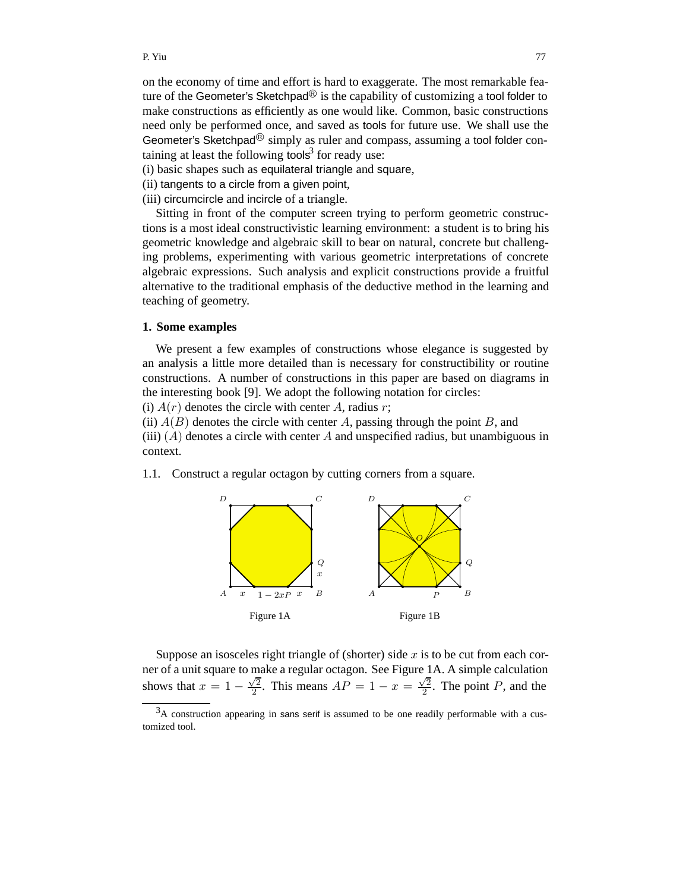on the economy of time and effort is hard to exaggerate. The most remarkable feature of the Geometer's Sketchpad® is the capability of customizing a tool folder to make constructions as efficiently as one would like. Common, basic constructions need only be performed once, and saved as tools for future use. We shall use the Geometer's Sketchpad® simply as ruler and compass, assuming a tool folder containing at least the following tools[3] for ready use:

(i) basic shapes such as equilateral triangle and square,

(ii) tangents to a circle from a given point,

(iii) circumcircle and incircle of a triangle.

Sitting in front of the computer screen trying to perform geometric constructions is a most ideal constructivistic learning environment: a student is to bring his geometric knowledge and algebraic skill to bear on natural, concrete but challenging problems, experimenting with various geometric interpretations of concrete algebraic expressions. Such analysis and explicit constructions provide a fruitful alternative to the traditional emphasis of the deductive method in the learning and teaching of geometry.

## 1. Some examples

We present a few examples of constructions whose elegance is suggested by an analysis a little more detailed than is necessary for constructibility or routine constructions. A number of constructions in this paper are based on diagrams in the interesting book [9]. We adopt the following notation for circles:

(i) $A(r)$ denotes the circle with center $A$, radius $r$;

(ii) $A(B)$ denotes the circle with center $A$, passing through the point $B$, and

(iii) $(A)$ denotes a circle with center $A$ and unspecified radius, but unambiguous in context.

1.1. Construct a regular octagon by cutting corners from a square.

Figure 1A

Figure 1B

Suppose an isosceles right triangle of (shorter) side $x$ is to be cut from each corner of a unit square to make a regular octagon. See Figure 1A. A simple calculation shows that $x = 1 - \frac{\sqrt{2}}{2}$. This means $AP = 1 - x = \frac{\sqrt{2}}{2}$. The point $P$, and the

[3] A construction appearing in sans serif is assumed to be one readily performable with a customized tool.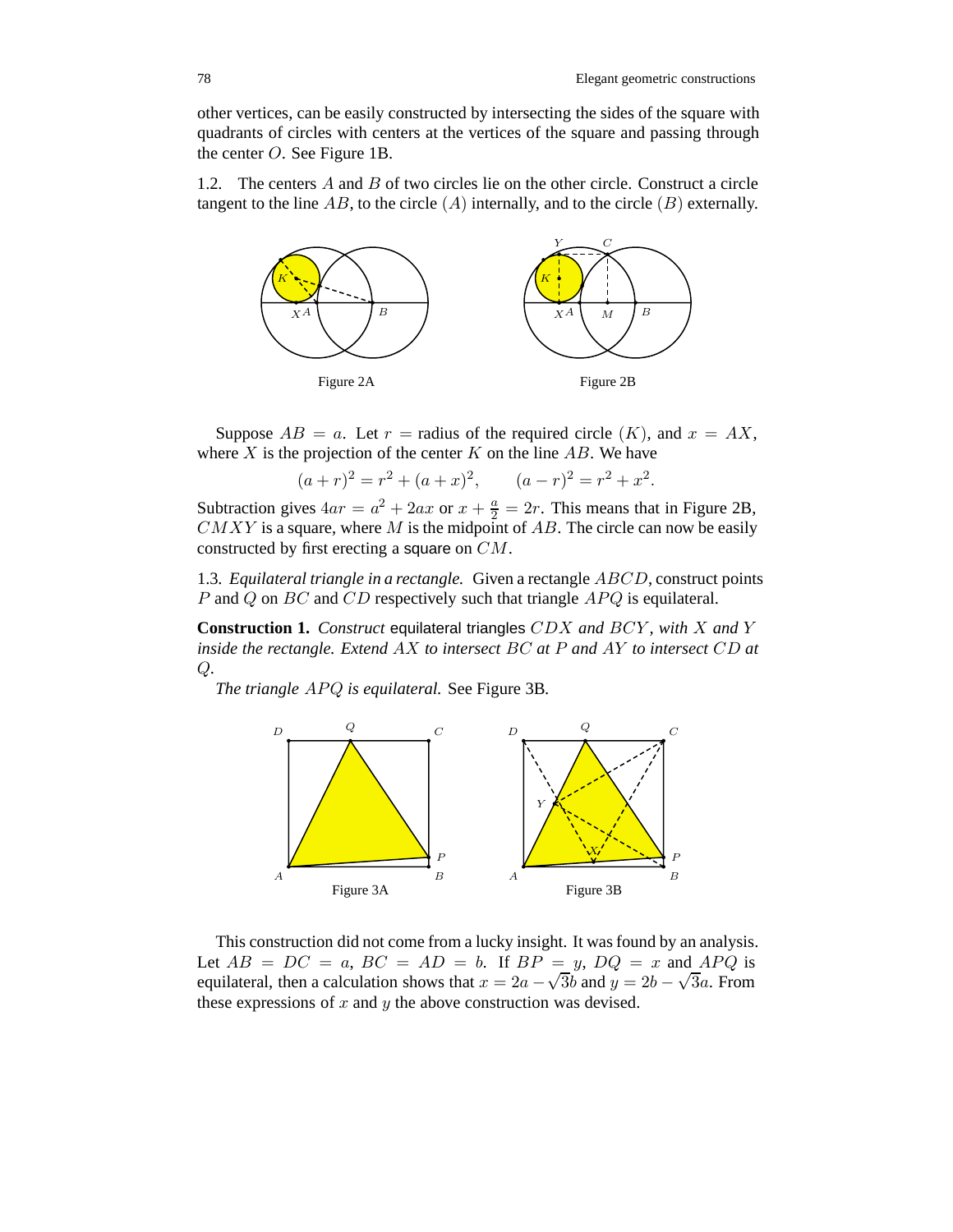other vertices, can be easily constructed by intersecting the sides of the square with quadrants of circles with centers at the vertices of the square and passing through the center $O$. See Figure 1B.

1.2. The centers $A$ and $B$ of two circles lie on the other circle. Construct a circle tangent to the line $AB$, to the circle $(A)$ internally, and to the circle $(B)$ externally.

Figure 2A

Figure 2B

Suppose $AB = a$. Let $r$ = radius of the required circle $(K)$, and $x = AX$, where $X$ is the projection of the center $K$ on the line $AB$. We have

$$(a+r)^2 = r^2 + (a+x)^2, \qquad (a-r)^2 = r^2 + x^2.$$

Subtraction gives $4ar = a^2 + 2ax$ or $x + \frac{a}{2} = 2r$. This means that in Figure 2B, $CMXY$ is a square, where $M$ is the midpoint of $AB$. The circle can now be easily constructed by first erecting a square on $CM$.

1.3. *Equilateral triangle in a rectangle.* Given a rectangle $ABCD$, construct points $P$ and $Q$ on $BC$ and $CD$ respectively such that triangle $APQ$ is equilateral.

**Construction 1.** *Construct equilateral triangles $CDX$ and $BCY$, with $X$ and $Y$ inside the rectangle. Extend $AX$ to intersect $BC$ at $P$ and $AY$ to intersect $CD$ at $Q$.*

*The triangle $APQ$ is equilateral.* See Figure 3B.

Figure 3A

Figure 3B

This construction did not come from a lucky insight. It was found by an analysis. Let $AB = DC = a$, $BC = AD = b$. If $BP = y$, $DQ = x$ and $APQ$ is equilateral, then a calculation shows that $x = 2a - \sqrt{3}b$ and $y = 2b - \sqrt{3}a$. From these expressions of $x$ and $y$ the above construction was devised.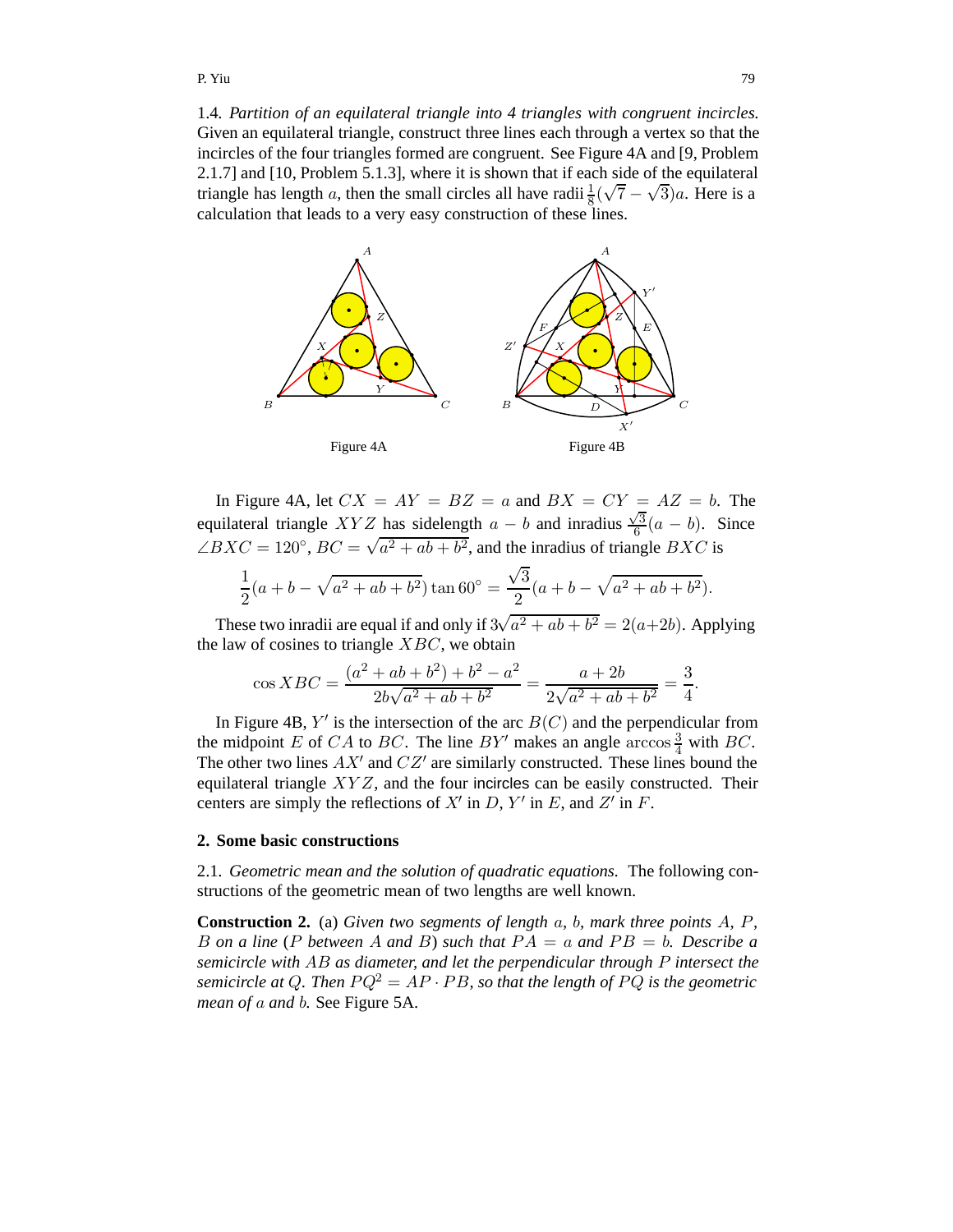1.4. *Partition of an equilateral triangle into 4 triangles with congruent incircles.* Given an equilateral triangle, construct three lines each through a vertex so that the incircles of the four triangles formed are congruent. See Figure 4A and [9, Problem 2.1.7] and [10, Problem 5.1.3], where it is shown that if each side of the equilateral triangle has length $a$, then the small circles all have radii $\frac{1}{8}(\sqrt{7}-\sqrt{3})a$. Here is a calculation that leads to a very easy construction of these lines.

Figure 4A

Figure 4B

In Figure 4A, let $CX = AY = BZ = a$ and $BX = CY = AZ = b$. The equilateral triangle $XYZ$ has sidelength $a-b$ and inradius $\frac{\sqrt{3}}{6}(a-b)$. Since $\angle BXC = 120^\circ$, $BC = \sqrt{a^2+ab+b^2}$, and the inradius of triangle $BXC$ is

$$\frac{1}{2}(a+b-\sqrt{a^2+ab+b^2})\tan 60^\circ = \frac{\sqrt{3}}{2}(a+b-\sqrt{a^2+ab+b^2}).$$

These two inradii are equal if and only if $3\sqrt{a^2+ab+b^2} = 2(a+2b)$. Applying the law of cosines to triangle $XBC$, we obtain

$$\cos XBC = \frac{(a^2+ab+b^2)+b^2-a^2}{2b\sqrt{a^2+ab+b^2}} = \frac{a+2b}{2\sqrt{a^2+ab+b^2}} = \frac{3}{4}.$$

In Figure 4B, $Y'$ is the intersection of the arc $B(C)$ and the perpendicular from the midpoint $E$ of $CA$ to $BC$. The line $BY'$ makes an angle $\arccos\frac{3}{4}$ with $BC$. The other two lines $AX'$ and $CZ'$ are similarly constructed. These lines bound the equilateral triangle $XYZ$, and the four incircles can be easily constructed. Their centers are simply the reflections of $X'$ in $D$, $Y'$ in $E$, and $Z'$ in $F$.

## 2. Some basic constructions

2.1. *Geometric mean and the solution of quadratic equations.* The following constructions of the geometric mean of two lengths are well known.

**Construction 2.** (a) *Given two segments of length $a$, $b$, mark three points $A$, $P$, $B$ on a line ($P$ between $A$ and $B$) such that $PA = a$ and $PB = b$. Describe a semicircle with $AB$ as diameter, and let the perpendicular through $P$ intersect the semicircle at $Q$. Then $PQ^2 = AP \cdot PB$, so that the length of $PQ$ is the geometric mean of $a$ and $b$.* See Figure 5A.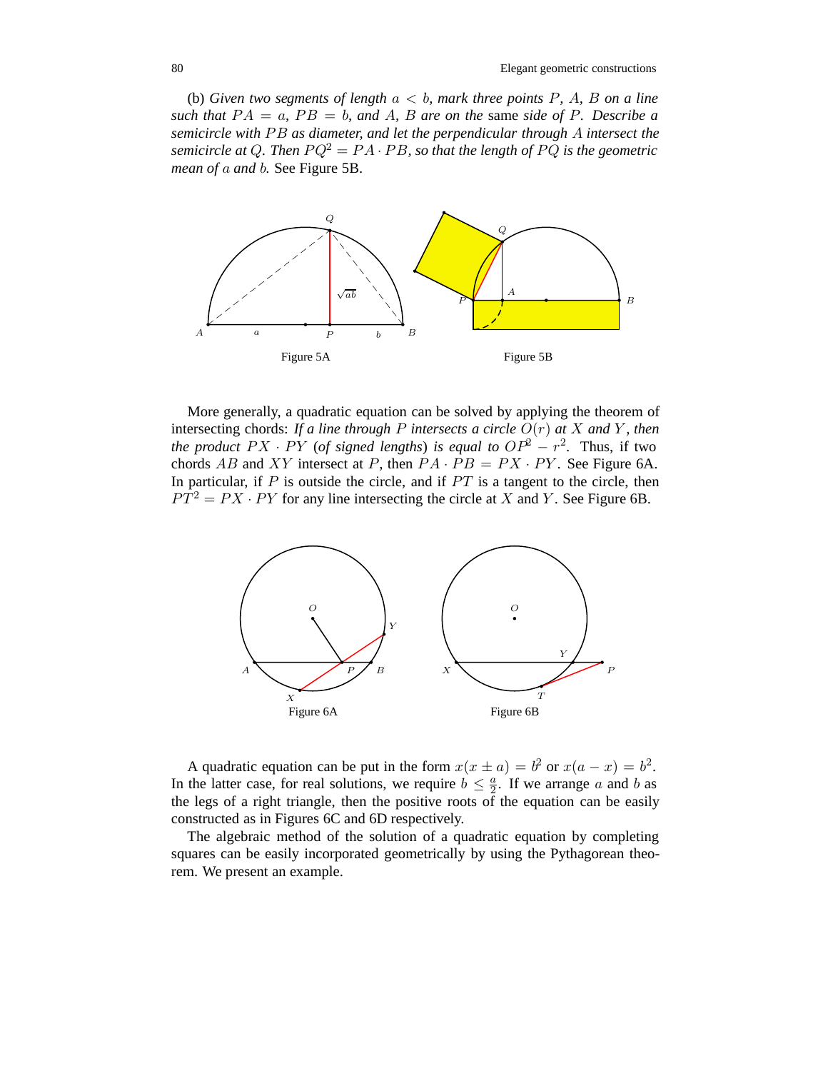(b) *Given two segments of length $a < b$, mark three points $P$, $A$, $B$ on a line such that $PA = a$, $PB = b$, and $A$, $B$ are on the* same *side of $P$. Describe a semicircle with $PB$ as diameter, and let the perpendicular through $A$ intersect the semicircle at $Q$. Then $PQ^2 = PA \cdot PB$, so that the length of $PQ$ is the geometric mean of $a$ and $b$.* See Figure 5B.

Figure 5A

Figure 5B

More generally, a quadratic equation can be solved by applying the theorem of intersecting chords: *If a line through $P$ intersects a circle $O(r)$ at $X$ and $Y$, then the product $PX \cdot PY$ (of signed lengths) is equal to $OP^2 - r^2$.* Thus, if two chords $AB$ and $XY$ intersect at $P$, then $PA \cdot PB = PX \cdot PY$. See Figure 6A. In particular, if $P$ is outside the circle, and if $PT$ is a tangent to the circle, then $PT^2 = PX \cdot PY$ for any line intersecting the circle at $X$ and $Y$. See Figure 6B.

Figure 6A

Figure 6B

A quadratic equation can be put in the form $x(x \pm a) = b^2$ or $x(a - x) = b^2$. In the latter case, for real solutions, we require $b \leq \frac{a}{2}$. If we arrange $a$ and $b$ as the legs of a right triangle, then the positive roots of the equation can be easily constructed as in Figures 6C and 6D respectively.

The algebraic method of the solution of a quadratic equation by completing squares can be easily incorporated geometrically by using the Pythagorean theorem. We present an example.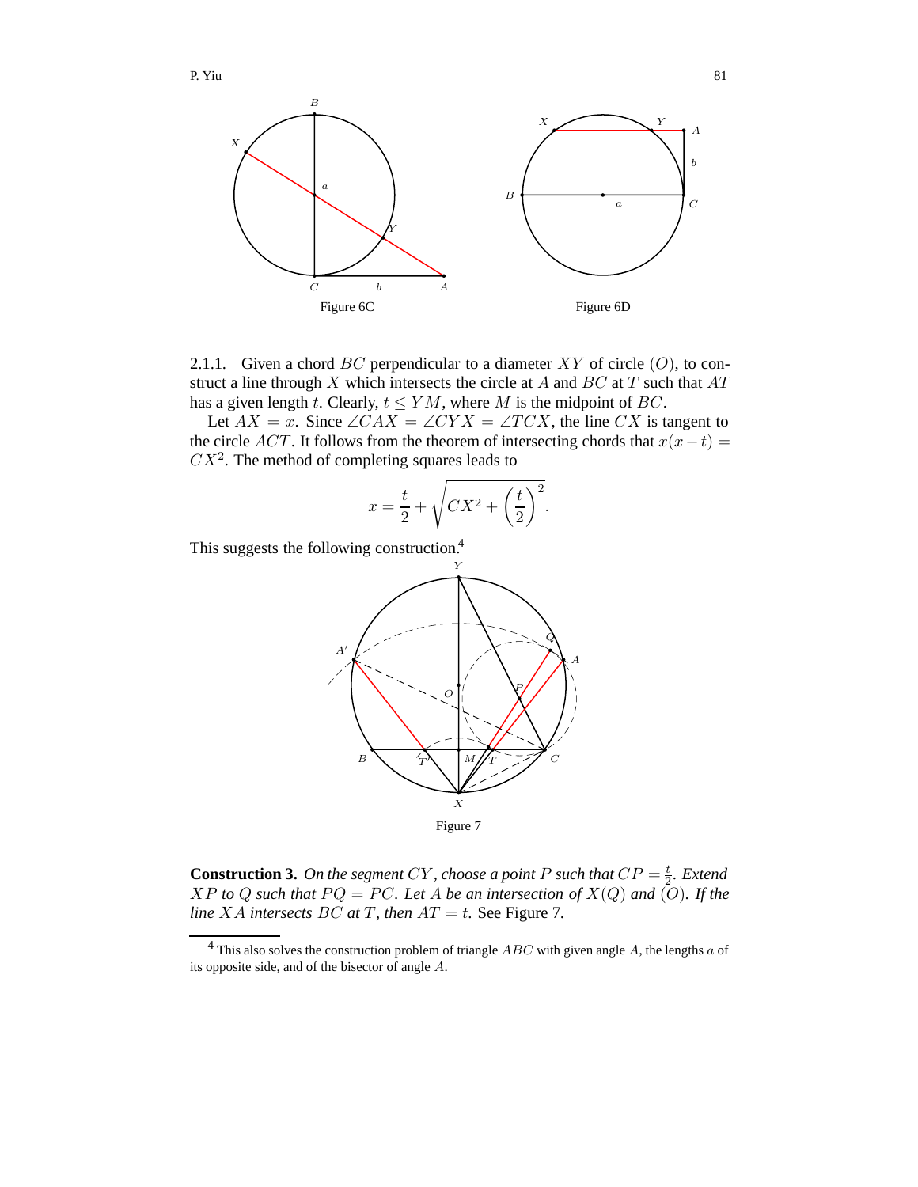Figure 6C

Figure 6D

2.1.1. Given a chord $BC$ perpendicular to a diameter $XY$ of circle $(O)$, to construct a line through $X$ which intersects the circle at $A$ and $BC$ at $T$ such that $AT$ has a given length $t$. Clearly, $t \leq YM$, where $M$ is the midpoint of $BC$.

Let $AX = x$. Since $\angle CAX = \angle CYX = \angle TCX$, the line $CX$ is tangent to the circle $ACT$. It follows from the theorem of intersecting chords that $x(x - t) = CX^2$. The method of completing squares leads to

$$x = \frac{t}{2} + \sqrt{CX^2 + \left(\frac{t}{2}\right)^2}.$$

This suggests the following construction.[4]

Figure 7

**Construction 3.** *On the segment $CY$, choose a point $P$ such that $CP = \frac{t}{2}$. Extend $XP$ to $Q$ such that $PQ = PC$. Let $A$ be an intersection of $X(Q)$ and $(O)$. If the line $XA$ intersects $BC$ at $T$, then $AT = t$.* See Figure 7.

[4] This also solves the construction problem of triangle $ABC$ with given angle $A$, the lengths $a$ of its opposite side, and of the bisector of angle $A$.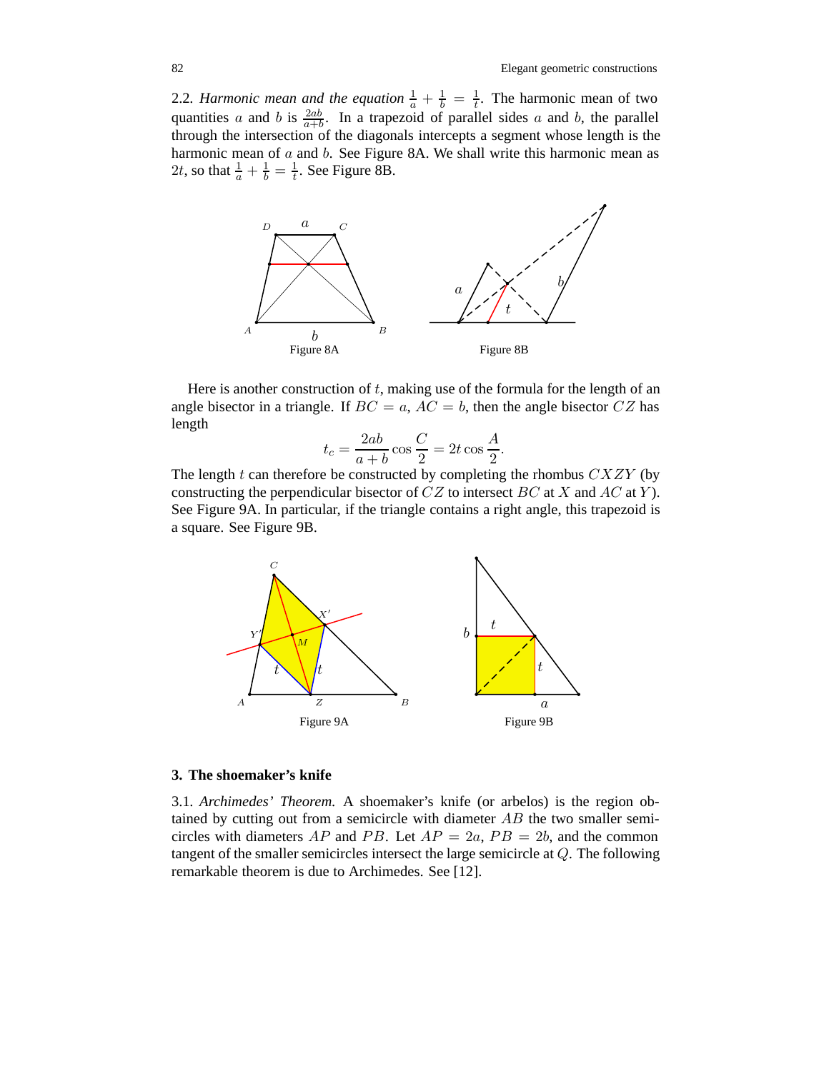2.2. *Harmonic mean and the equation* $\frac{1}{a} + \frac{1}{b} = \frac{1}{t}$. The harmonic mean of two quantities $a$ and $b$ is $\frac{2ab}{a+b}$. In a trapezoid of parallel sides $a$ and $b$, the parallel through the intersection of the diagonals intercepts a segment whose length is the harmonic mean of $a$ and $b$. See Figure 8A. We shall write this harmonic mean as $2t$, so that $\frac{1}{a} + \frac{1}{b} = \frac{1}{t}$. See Figure 8B.

Figure 8A

Figure 8B

Here is another construction of $t$, making use of the formula for the length of an angle bisector in a triangle. If $BC = a$, $AC = b$, then the angle bisector $CZ$ has length

$$t_c = \frac{2ab}{a+b} \cos \frac{C}{2} = 2t \cos \frac{A}{2}.$$

The length $t$ can therefore be constructed by completing the rhombus $CXZY$ (by constructing the perpendicular bisector of $CZ$ to intersect $BC$ at $X$ and $AC$ at $Y$). See Figure 9A. In particular, if the triangle contains a right angle, this trapezoid is a square. See Figure 9B.

Figure 9A

Figure 9B

## 3. The shoemaker's knife

3.1. *Archimedes' Theorem.* A shoemaker's knife (or arbelos) is the region obtained by cutting out from a semicircle with diameter $AB$ the two smaller semicircles with diameters $AP$ and $PB$. Let $AP = 2a$, $PB = 2b$, and the common tangent of the smaller semicircles intersect the large semicircle at $Q$. The following remarkable theorem is due to Archimedes. See [12].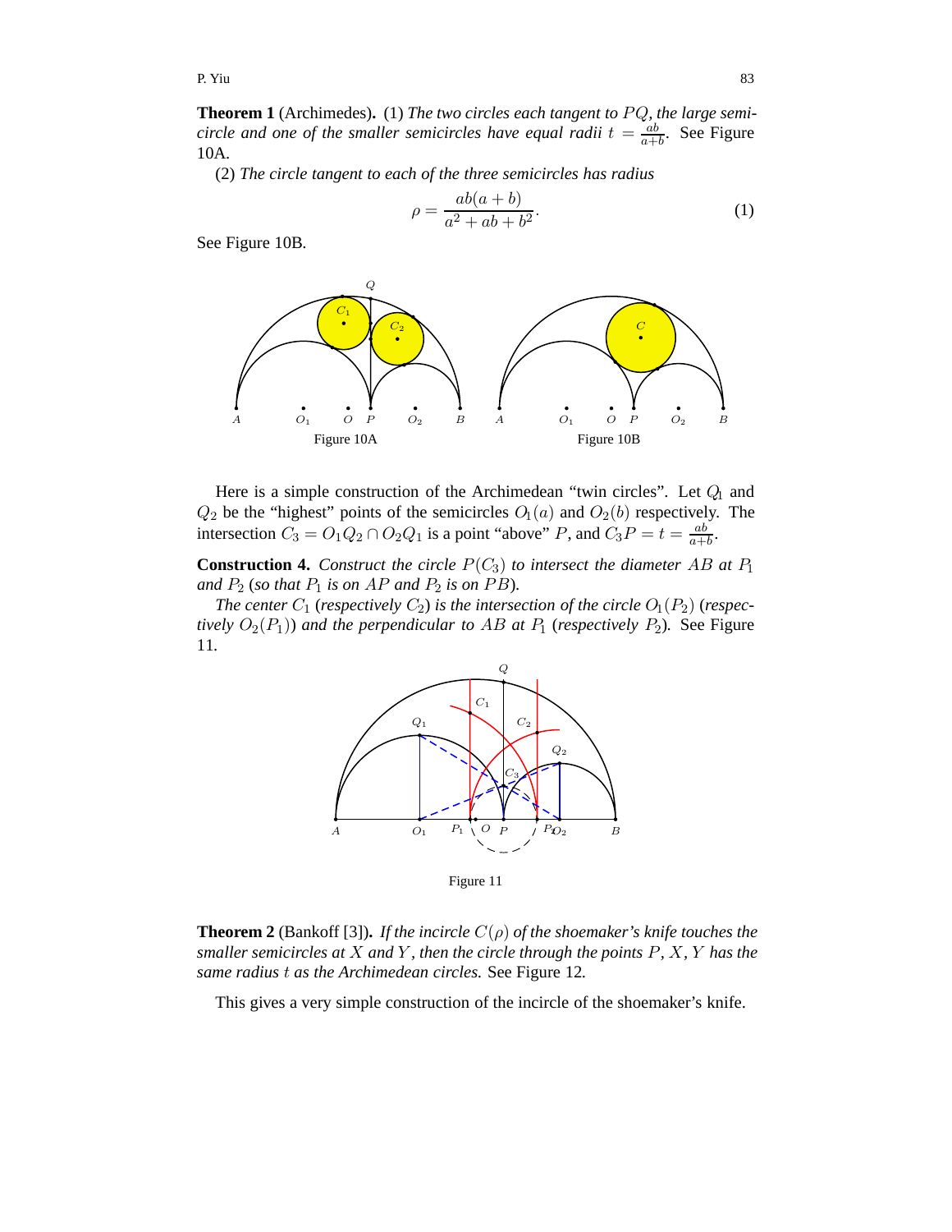**Theorem 1** (Archimedes)**.** (1) *The two circles each tangent to $PQ$, the large semicircle and one of the smaller semicircles have equal radii $t = \frac{ab}{a+b}$.* See Figure 10A.

(2) *The circle tangent to each of the three semicircles has radius*

$$\rho = \frac{ab(a+b)}{a^2 + ab + b^2}. \tag{1}$$

See Figure 10B.

Figure 10A

Figure 10B

Here is a simple construction of the Archimedean "twin circles". Let $Q_1$ and $Q_2$ be the "highest" points of the semicircles $O_1(a)$ and $O_2(b)$ respectively. The intersection $C_3 = O_1Q_2 \cap O_2Q_1$ is a point "above" $P$, and $C_3P = t = \frac{ab}{a+b}$.

**Construction 4.** *Construct the circle $P(C_3)$ to intersect the diameter $AB$ at $P_1$ and $P_2$ (so that $P_1$ is on $AP$ and $P_2$ is on $PB$).*

*The center $C_1$ (respectively $C_2$) is the intersection of the circle $O_1(P_2)$ (respectively $O_2(P_1)$) and the perpendicular to $AB$ at $P_1$ (respectively $P_2$).* See Figure 11.

Figure 11

**Theorem 2** (Bankoff [3])**.** *If the incircle $C(\rho)$ of the shoemaker's knife touches the smaller semicircles at $X$ and $Y$, then the circle through the points $P$, $X$, $Y$ has the same radius $t$ as the Archimedean circles.* See Figure 12.

This gives a very simple construction of the incircle of the shoemaker's knife.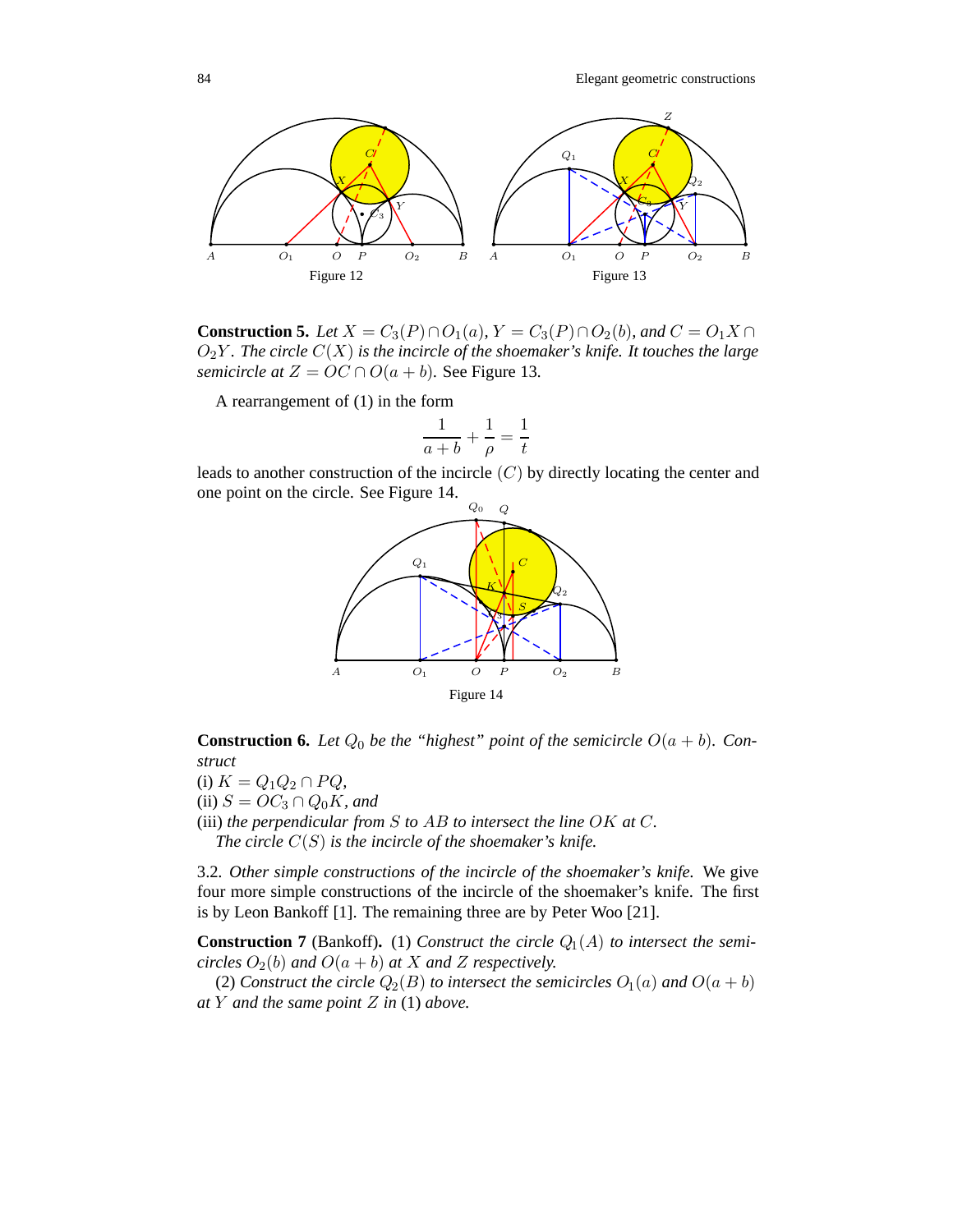Figure 12

Figure 13

**Construction 5.** *Let $X = C_3(P) \cap O_1(a)$, $Y = C_3(P) \cap O_2(b)$, and $C = O_1X \cap O_2Y$. The circle $C(X)$ is the incircle of the shoemaker's knife. It touches the large semicircle at $Z = OC \cap O(a+b)$.* See Figure 13.

A rearrangement of (1) in the form

$$\frac{1}{a+b} + \frac{1}{\rho} = \frac{1}{t}$$

leads to another construction of the incircle $(C)$ by directly locating the center and one point on the circle. See Figure 14.

Figure 14

**Construction 6.** *Let $Q_0$ be the "highest" point of the semicircle $O(a+b)$. Construct*
(i) $K = Q_1Q_2 \cap PQ$,
(ii) $S = OC_3 \cap Q_0K$, *and*
(iii) *the perpendicular from $S$ to $AB$ to intersect the line $OK$ at $C$.*
*The circle $C(S)$ is the incircle of the shoemaker's knife.*

3.2. *Other simple constructions of the incircle of the shoemaker's knife.* We give four more simple constructions of the incircle of the shoemaker's knife. The first is by Leon Bankoff [1]. The remaining three are by Peter Woo [21].

**Construction 7** (Bankoff). (1) *Construct the circle $Q_1(A)$ to intersect the semicircles $O_2(b)$ and $O(a+b)$ at $X$ and $Z$ respectively.*

(2) *Construct the circle $Q_2(B)$ to intersect the semicircles $O_1(a)$ and $O(a+b)$ at $Y$ and the same point $Z$ in* (1) *above.*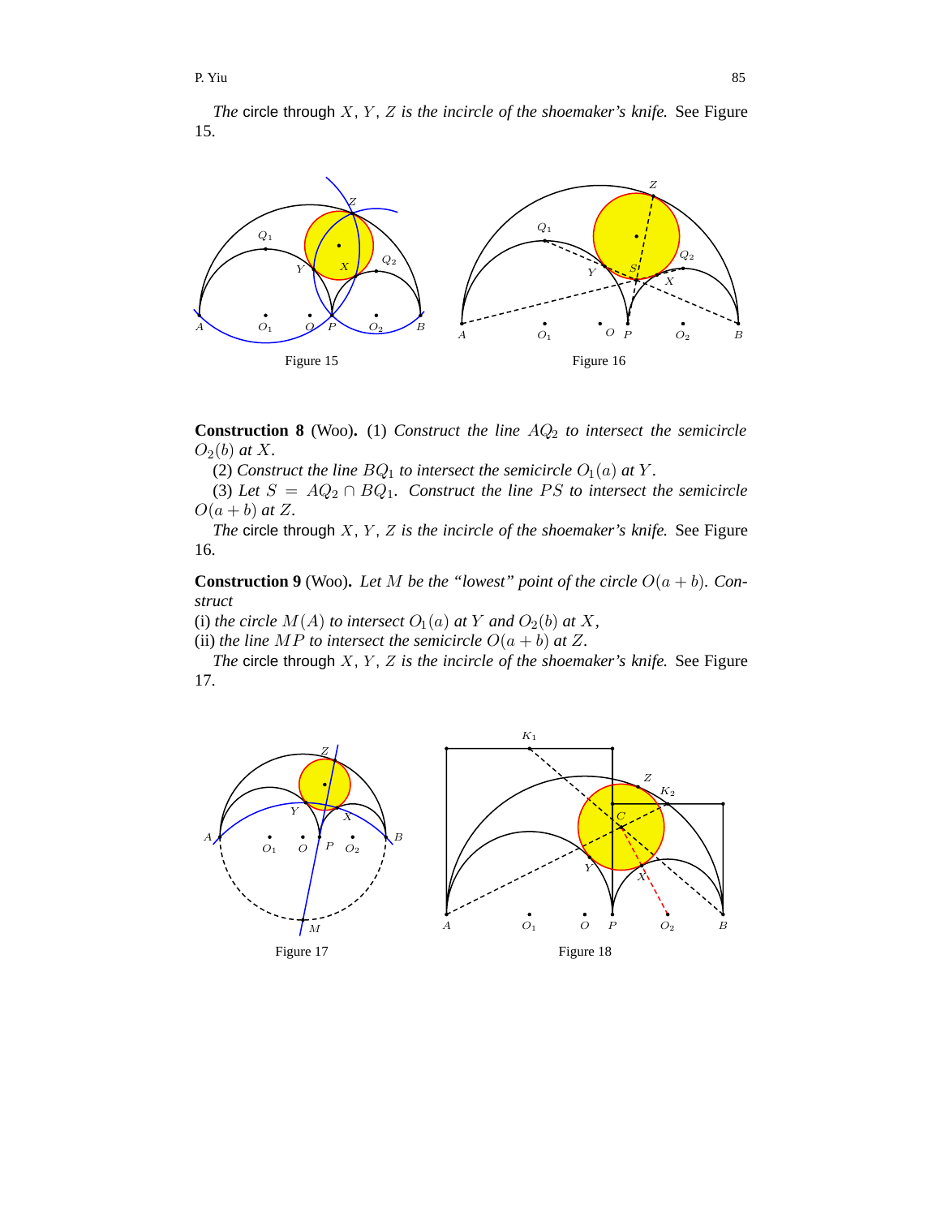*The* circle through $X$, $Y$, $Z$ *is the incircle of the shoemaker's knife.* See Figure 15.

Figure 15

Figure 16

**Construction 8** (Woo). (1) *Construct the line $AQ_2$ to intersect the semicircle $O_2(b)$ at $X$.*

(2) *Construct the line $BQ_1$ to intersect the semicircle $O_1(a)$ at $Y$.*

(3) *Let $S = AQ_2 \cap BQ_1$. Construct the line $PS$ to intersect the semicircle $O(a+b)$ at $Z$.*

*The* circle through $X$, $Y$, $Z$ *is the incircle of the shoemaker's knife.* See Figure 16.

**Construction 9** (Woo). *Let $M$ be the "lowest" point of the circle $O(a+b)$. Construct*

(i) *the circle $M(A)$ to intersect $O_1(a)$ at $Y$ and $O_2(b)$ at $X$,*

(ii) *the line $MP$ to intersect the semicircle $O(a+b)$ at $Z$.*

*The* circle through $X$, $Y$, $Z$ *is the incircle of the shoemaker's knife.* See Figure 17.

Figure 17

Figure 18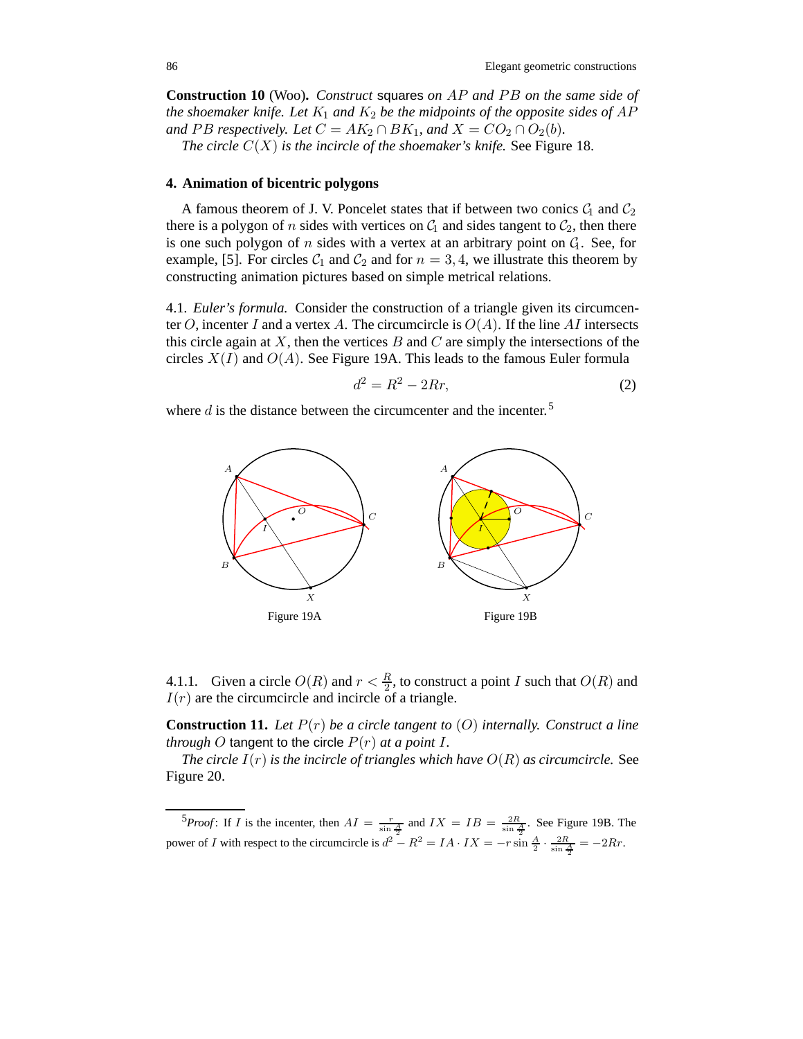**Construction 10** (Woo). *Construct* squares *on $AP$ and $PB$ on the same side of the shoemaker knife. Let $K_1$ and $K_2$ be the midpoints of the opposite sides of $AP$ and $PB$ respectively. Let $C = AK_2 \cap BK_1$, and $X = CO_2 \cap O_2(b)$.*

*The circle $C(X)$ is the incircle of the shoemaker's knife.* See Figure 18.

### 4. Animation of bicentric polygons

A famous theorem of J. V. Poncelet states that if between two conics $\mathcal{C}_1$ and $\mathcal{C}_2$ there is a polygon of $n$ sides with vertices on $\mathcal{C}_1$ and sides tangent to $\mathcal{C}_2$, then there is one such polygon of $n$ sides with a vertex at an arbitrary point on $\mathcal{C}_1$. See, for example, [5]. For circles $\mathcal{C}_1$ and $\mathcal{C}_2$ and for $n = 3, 4$, we illustrate this theorem by constructing animation pictures based on simple metrical relations.

4.1. *Euler's formula.* Consider the construction of a triangle given its circumcenter $O$, incenter $I$ and a vertex $A$. The circumcircle is $O(A)$. If the line $AI$ intersects this circle again at $X$, then the vertices $B$ and $C$ are simply the intersections of the circles $X(I)$ and $O(A)$. See Figure 19A. This leads to the famous Euler formula

$$d^2 = R^2 - 2Rr, \tag{2}$$

where $d$ is the distance between the circumcenter and the incenter.[5]

Figure 19A

Figure 19B

4.1.1. Given a circle $O(R)$ and $r < \frac{R}{2}$, to construct a point $I$ such that $O(R)$ and $I(r)$ are the circumcircle and incircle of a triangle.

**Construction 11.** *Let $P(r)$ be a circle tangent to $(O)$ internally. Construct a line through $O$* tangent to the circle *$P(r)$ at a point $I$.*

*The circle $I(r)$ is the incircle of triangles which have $O(R)$ as circumcircle.* See Figure 20.

---

[5] *Proof*: If $I$ is the incenter, then $AI = \frac{r}{\sin\frac{A}{2}}$ and $IX = IB = \frac{2R}{\sin\frac{A}{2}}$. See Figure 19B. The power of $I$ with respect to the circumcircle is $d^2 - R^2 = IA \cdot IX = -r \sin\frac{A}{2} \cdot \frac{2R}{\sin\frac{A}{2}} = -2Rr$.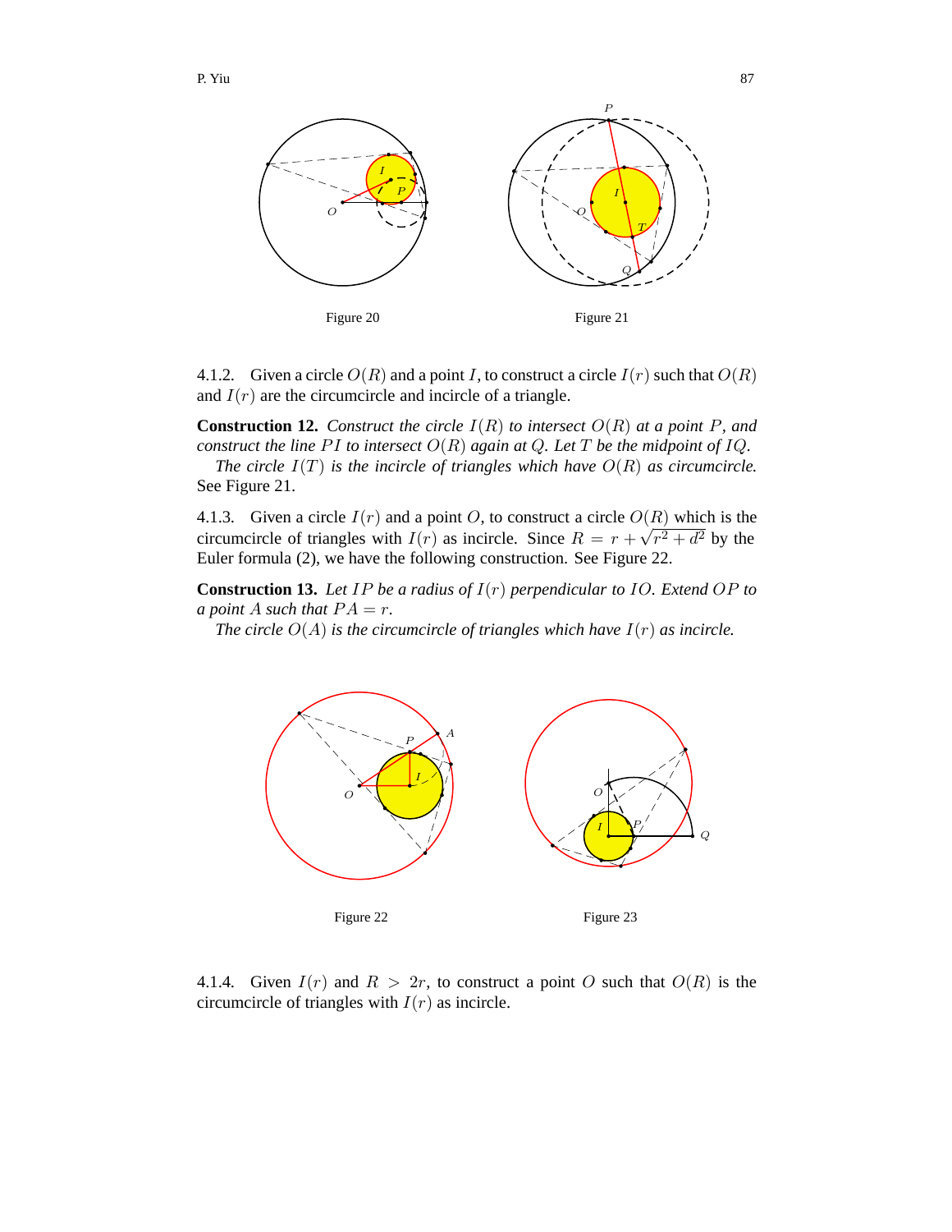Figure 20

Figure 21

4.1.2. Given a circle $O(R)$ and a point $I$, to construct a circle $I(r)$ such that $O(R)$ and $I(r)$ are the circumcircle and incircle of a triangle.

**Construction 12.** *Construct the circle $I(R)$ to intersect $O(R)$ at a point $P$, and construct the line $PI$ to intersect $O(R)$ again at $Q$. Let $T$ be the midpoint of $IQ$.*

*The circle $I(T)$ is the incircle of triangles which have $O(R)$ as circumcircle.* See Figure 21.

4.1.3. Given a circle $I(r)$ and a point $O$, to construct a circle $O(R)$ which is the circumcircle of triangles with $I(r)$ as incircle. Since $R = r + \sqrt{r^2 + d^2}$ by the Euler formula (2), we have the following construction. See Figure 22.

**Construction 13.** *Let $IP$ be a radius of $I(r)$ perpendicular to $IO$. Extend $OP$ to a point $A$ such that $PA = r$.*

*The circle $O(A)$ is the circumcircle of triangles which have $I(r)$ as incircle.*

Figure 22

Figure 23

4.1.4. Given $I(r)$ and $R > 2r$, to construct a point $O$ such that $O(R)$ is the circumcircle of triangles with $I(r)$ as incircle.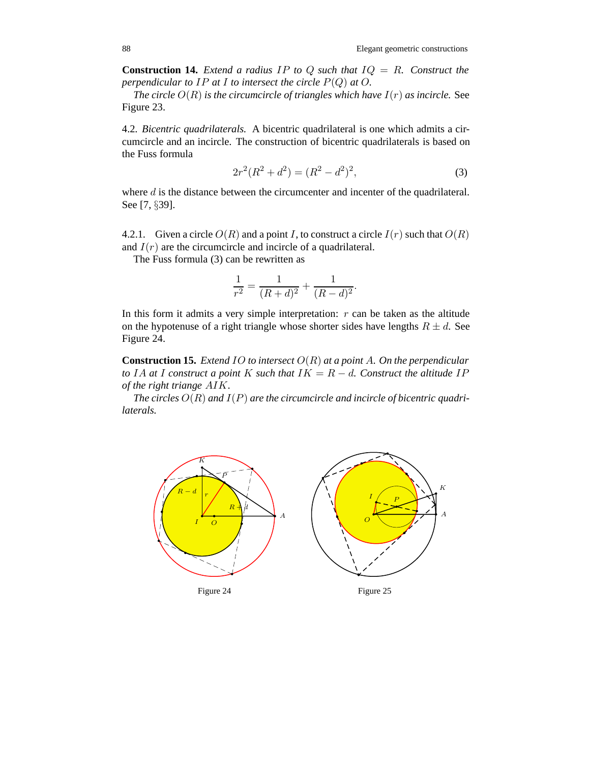**Construction 14.** *Extend a radius $IP$ to $Q$ such that $IQ = R$. Construct the perpendicular to $IP$ at $I$ to intersect the circle $P(Q)$ at $O$.*

*The circle $O(R)$ is the circumcircle of triangles which have $I(r)$ as incircle.* See Figure 23.

4.2. *Bicentric quadrilaterals.* A bicentric quadrilateral is one which admits a circumcircle and an incircle. The construction of bicentric quadrilaterals is based on the Fuss formula

$$2r^2(R^2 + d^2) = (R^2 - d^2)^2, \tag{3}$$

where $d$ is the distance between the circumcenter and incenter of the quadrilateral. See [7, §39].

4.2.1. Given a circle $O(R)$ and a point $I$, to construct a circle $I(r)$ such that $O(R)$ and $I(r)$ are the circumcircle and incircle of a quadrilateral.

The Fuss formula (3) can be rewritten as

$$\frac{1}{r^2} = \frac{1}{(R+d)^2} + \frac{1}{(R-d)^2}.$$

In this form it admits a very simple interpretation: $r$ can be taken as the altitude on the hypotenuse of a right triangle whose shorter sides have lengths $R \pm d$. See Figure 24.

**Construction 15.** *Extend $IO$ to intersect $O(R)$ at a point $A$. On the perpendicular to $IA$ at $I$ construct a point $K$ such that $IK = R - d$. Construct the altitude $IP$ of the right triange $AIK$.*

*The circles $O(R)$ and $I(P)$ are the circumcircle and incircle of bicentric quadrilaterals.*

Figure 24

Figure 25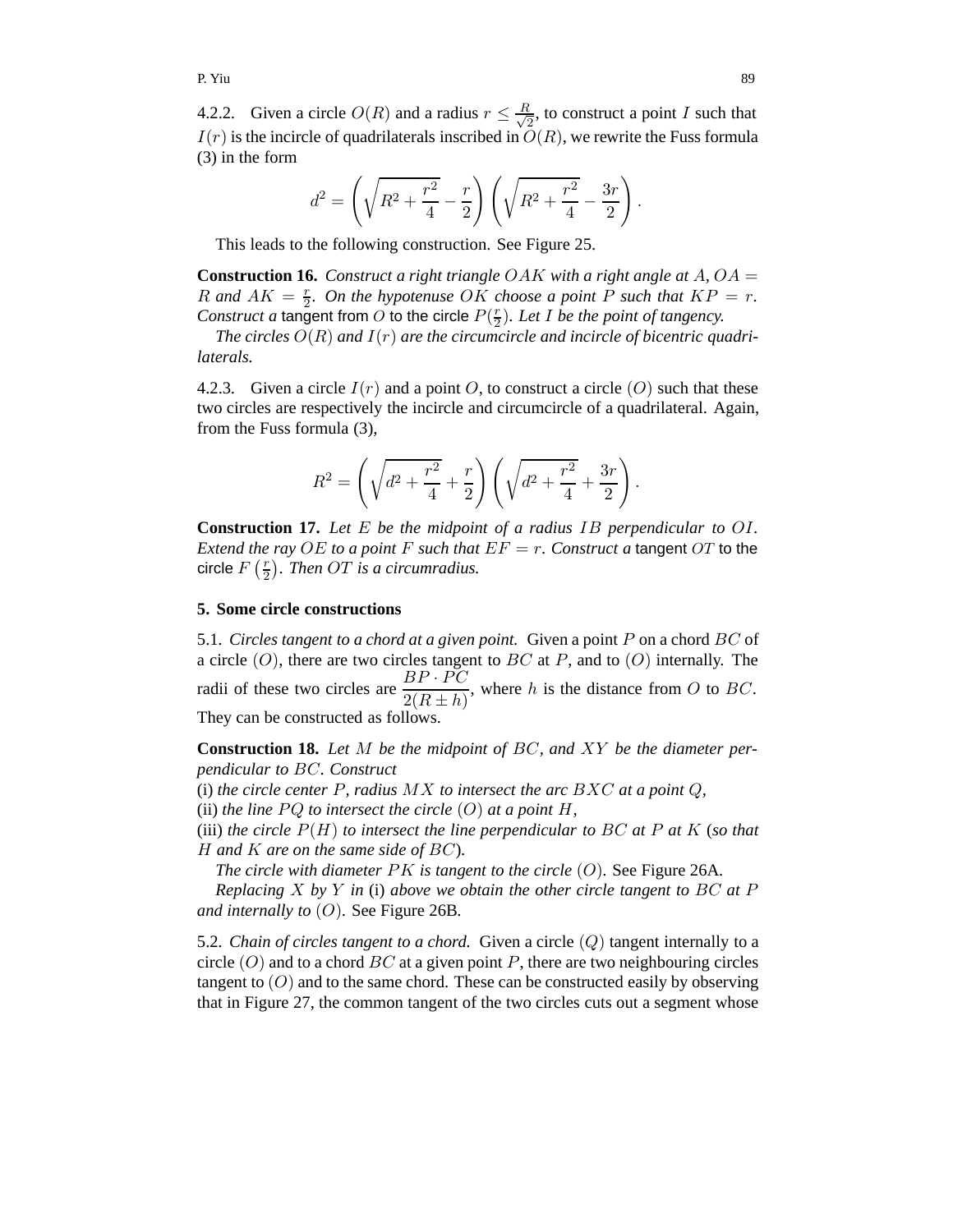4.2.2. Given a circle $O(R)$ and a radius $r \leq \frac{R}{\sqrt{2}}$, to construct a point $I$ such that $I(r)$ is the incircle of quadrilaterals inscribed in $O(R)$, we rewrite the Fuss formula (3) in the form

$$d^2 = \left(\sqrt{R^2 + \frac{r^2}{4}} - \frac{r}{2}\right)\left(\sqrt{R^2 + \frac{r^2}{4}} - \frac{3r}{2}\right).$$

This leads to the following construction. See Figure 25.

**Construction 16.** *Construct a right triangle $OAK$ with a right angle at $A$, $OA = R$ and $AK = \frac{r}{2}$. On the hypotenuse $OK$ choose a point $P$ such that $KP = r$. Construct a* tangent from $O$ to the circle $P(\frac{r}{2})$. *Let $I$ be the point of tangency.*

*The circles $O(R)$ and $I(r)$ are the circumcircle and incircle of bicentric quadrilaterals.*

4.2.3. Given a circle $I(r)$ and a point $O$, to construct a circle $(O)$ such that these two circles are respectively the incircle and circumcircle of a quadrilateral. Again, from the Fuss formula (3),

$$R^2 = \left(\sqrt{d^2 + \frac{r^2}{4}} + \frac{r}{2}\right)\left(\sqrt{d^2 + \frac{r^2}{4}} + \frac{3r}{2}\right).$$

**Construction 17.** *Let $E$ be the midpoint of a radius $IB$ perpendicular to $OI$. Extend the ray $OE$ to a point $F$ such that $EF = r$. Construct a* tangent $OT$ to the circle $F\left(\frac{r}{2}\right)$. *Then $OT$ is a circumradius.*

## 5. Some circle constructions

5.1. *Circles tangent to a chord at a given point.* Given a point $P$ on a chord $BC$ of a circle $(O)$, there are two circles tangent to $BC$ at $P$, and to $(O)$ internally. The radii of these two circles are $\dfrac{BP \cdot PC}{2(R \pm h)}$, where $h$ is the distance from $O$ to $BC$. They can be constructed as follows.

**Construction 18.** *Let $M$ be the midpoint of $BC$, and $XY$ be the diameter perpendicular to $BC$. Construct*

(i) *the circle center $P$, radius $MX$ to intersect the arc $BXC$ at a point $Q$,*

(ii) *the line $PQ$ to intersect the circle $(O)$ at a point $H$,*

(iii) *the circle $P(H)$ to intersect the line perpendicular to $BC$ at $P$ at $K$ (so that $H$ and $K$ are on the same side of $BC$).*

*The circle with diameter $PK$ is tangent to the circle $(O)$.* See Figure 26A.

*Replacing $X$ by $Y$ in* (i) *above we obtain the other circle tangent to $BC$ at $P$ and internally to $(O)$.* See Figure 26B.

5.2. *Chain of circles tangent to a chord.* Given a circle $(Q)$ tangent internally to a circle $(O)$ and to a chord $BC$ at a given point $P$, there are two neighbouring circles tangent to $(O)$ and to the same chord. These can be constructed easily by observing that in Figure 27, the common tangent of the two circles cuts out a segment whose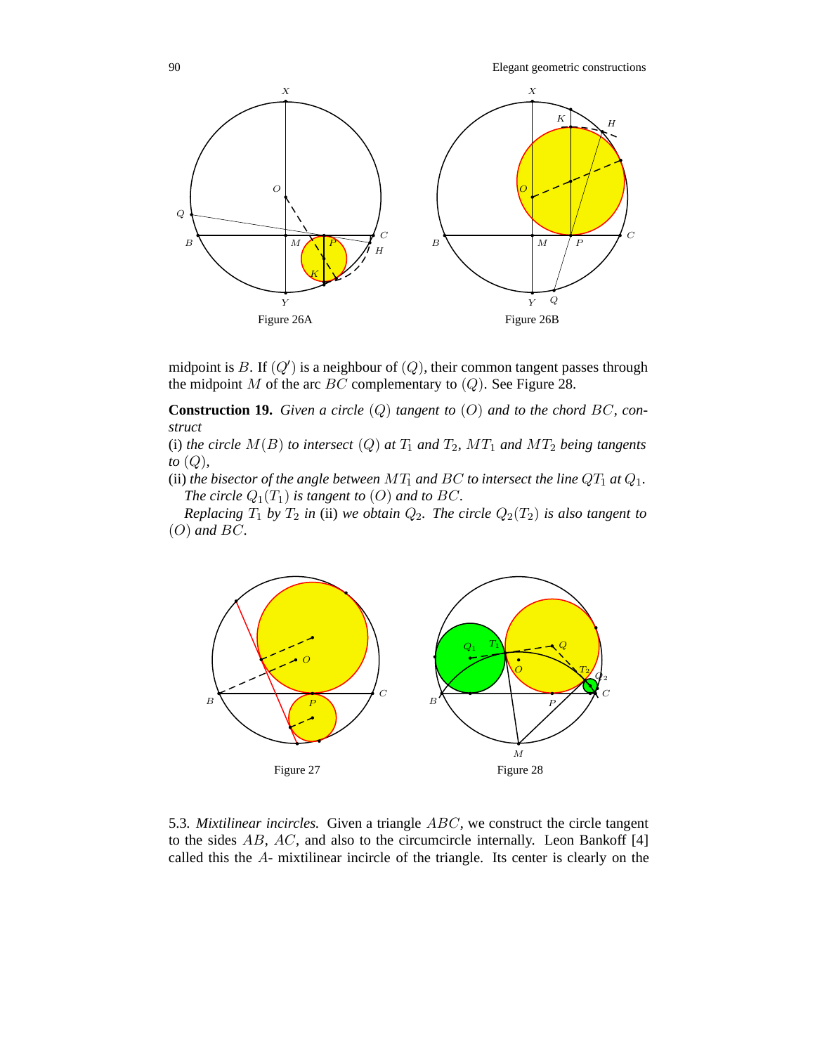Figure 26A

Figure 26B

midpoint is $B$. If $(Q')$ is a neighbour of $(Q)$, their common tangent passes through the midpoint $M$ of the arc $BC$ complementary to $(Q)$. See Figure 28.

**Construction 19.** *Given a circle* $(Q)$ *tangent to* $(O)$ *and to the chord* $BC$*, construct*

(i) *the circle* $M(B)$ *to intersect* $(Q)$ *at* $T_1$ *and* $T_2$*,* $MT_1$ *and* $MT_2$ *being tangents to* $(Q)$*,*

(ii) *the bisector of the angle between* $MT_1$ *and* $BC$ *to intersect the line* $QT_1$ *at* $Q_1$*. The circle* $Q_1(T_1)$ *is tangent to* $(O)$ *and to* $BC$*.*

*Replacing* $T_1$ *by* $T_2$ *in* (ii) *we obtain* $Q_2$*. The circle* $Q_2(T_2)$ *is also tangent to* $(O)$ *and* $BC$*.*

Figure 27

Figure 28

5.3. *Mixtilinear incircles.* Given a triangle $ABC$, we construct the circle tangent to the sides $AB$, $AC$, and also to the circumcircle internally. Leon Bankoff [4] called this the $A$- mixtilinear incircle of the triangle. Its center is clearly on the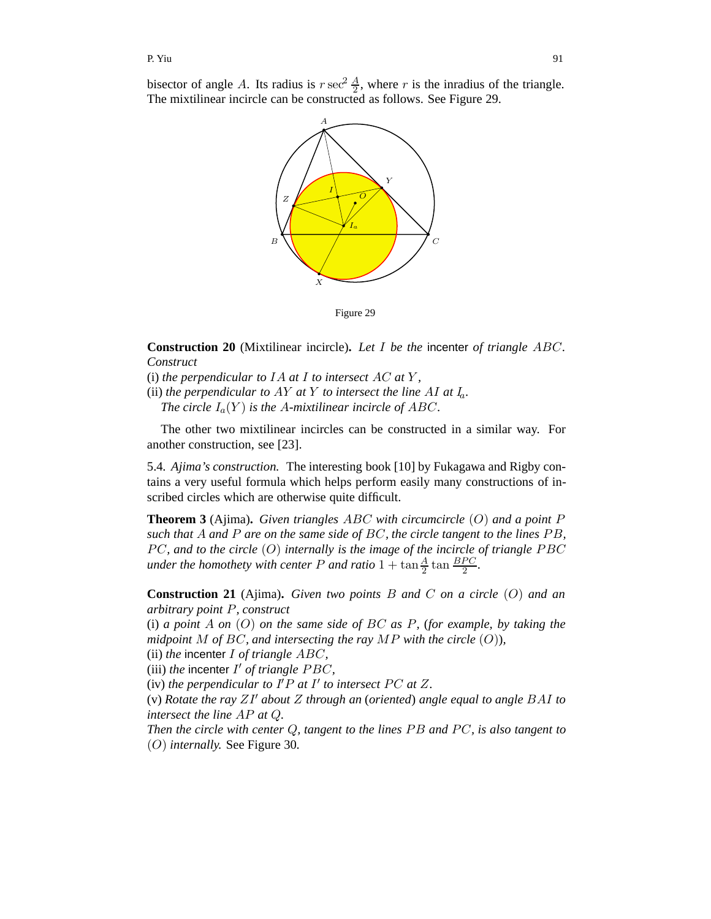bisector of angle $A$. Its radius is $r \sec^2 \frac{A}{2}$, where $r$ is the inradius of the triangle. The mixtilinear incircle can be constructed as follows. See Figure 29.

Figure 29

**Construction 20** (Mixtilinear incircle)**.** *Let $I$ be the* incenter *of triangle $ABC$. Construct*

(i) *the perpendicular to $IA$ at $I$ to intersect $AC$ at $Y$,*

(ii) *the perpendicular to $AY$ at $Y$ to intersect the line $AI$ at $I_a$.*

*The circle $I_a(Y)$ is the $A$-mixtilinear incircle of $ABC$.*

The other two mixtilinear incircles can be constructed in a similar way. For another construction, see [23].

5.4. *Ajima's construction.* The interesting book [10] by Fukagawa and Rigby contains a very useful formula which helps perform easily many constructions of inscribed circles which are otherwise quite difficult.

**Theorem 3** (Ajima)**.** *Given triangles $ABC$ with circumcircle $(O)$ and a point $P$ such that $A$ and $P$ are on the same side of $BC$, the circle tangent to the lines $PB$, $PC$, and to the circle $(O)$ internally is the image of the incircle of triangle $PBC$ under the homothety with center $P$ and ratio $1 + \tan\frac{A}{2}\tan\frac{BPC}{2}$.*

**Construction 21** (Ajima)**.** *Given two points $B$ and $C$ on a circle $(O)$ and an arbitrary point $P$, construct*

(i) *a point $A$ on $(O)$ on the same side of $BC$ as $P$,* (*for example, by taking the midpoint $M$ of $BC$, and intersecting the ray $MP$ with the circle $(O)$*)*,*

(ii) *the* incenter *$I$ of triangle $ABC$,*

(iii) *the* incenter *$I'$ of triangle $PBC$,*

(iv) *the perpendicular to $I'P$ at $I'$ to intersect $PC$ at $Z$.*

(v) *Rotate the ray $ZI'$ about $Z$ through an* (*oriented*) *angle equal to angle $BAI$ to intersect the line $AP$ at $Q$.*

*Then the circle with center $Q$, tangent to the lines $PB$ and $PC$, is also tangent to $(O)$ internally.* See Figure 30.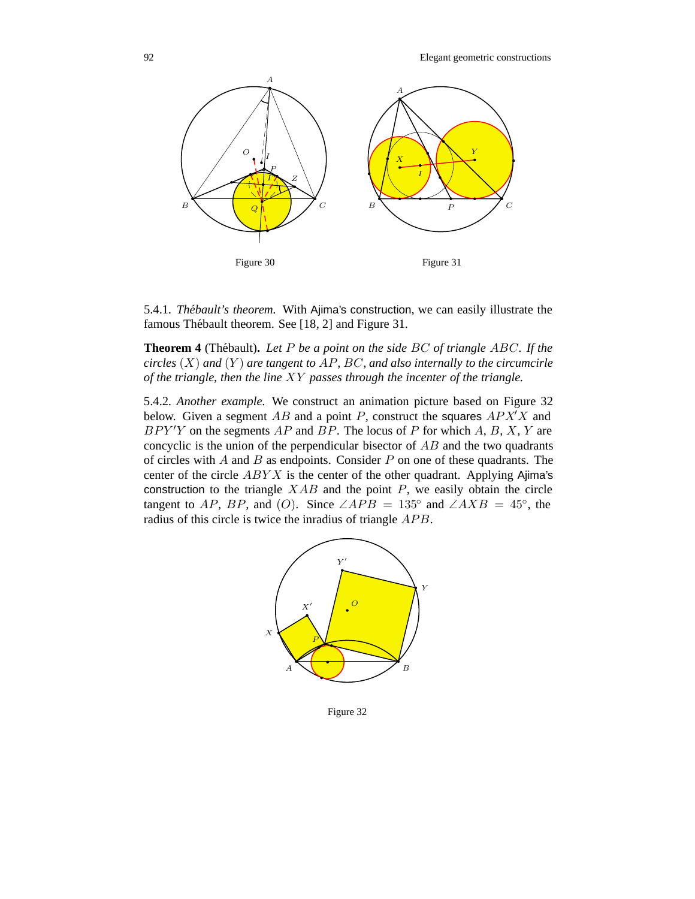Figure 30

Figure 31

5.4.1. *Thébault's theorem.* With Ajima's construction, we can easily illustrate the famous Thébault theorem. See [18, 2] and Figure 31.

**Theorem 4** (Thébault)**.** *Let $P$ be a point on the side $BC$ of triangle $ABC$. If the circles $(X)$ and $(Y)$ are tangent to $AP$, $BC$, and also internally to the circumcirle of the triangle, then the line $XY$ passes through the incenter of the triangle.*

5.4.2. *Another example.* We construct an animation picture based on Figure 32 below. Given a segment $AB$ and a point $P$, construct the squares $APX'X$ and $BPY'Y$ on the segments $AP$ and $BP$. The locus of $P$ for which $A$, $B$, $X$, $Y$ are concyclic is the union of the perpendicular bisector of $AB$ and the two quadrants of circles with $A$ and $B$ as endpoints. Consider $P$ on one of these quadrants. The center of the circle $ABYX$ is the center of the other quadrant. Applying Ajima's construction to the triangle $XAB$ and the point $P$, we easily obtain the circle tangent to $AP$, $BP$, and $(O)$. Since $\angle APB = 135^\circ$ and $\angle AXB = 45^\circ$, the radius of this circle is twice the inradius of triangle $APB$.

Figure 32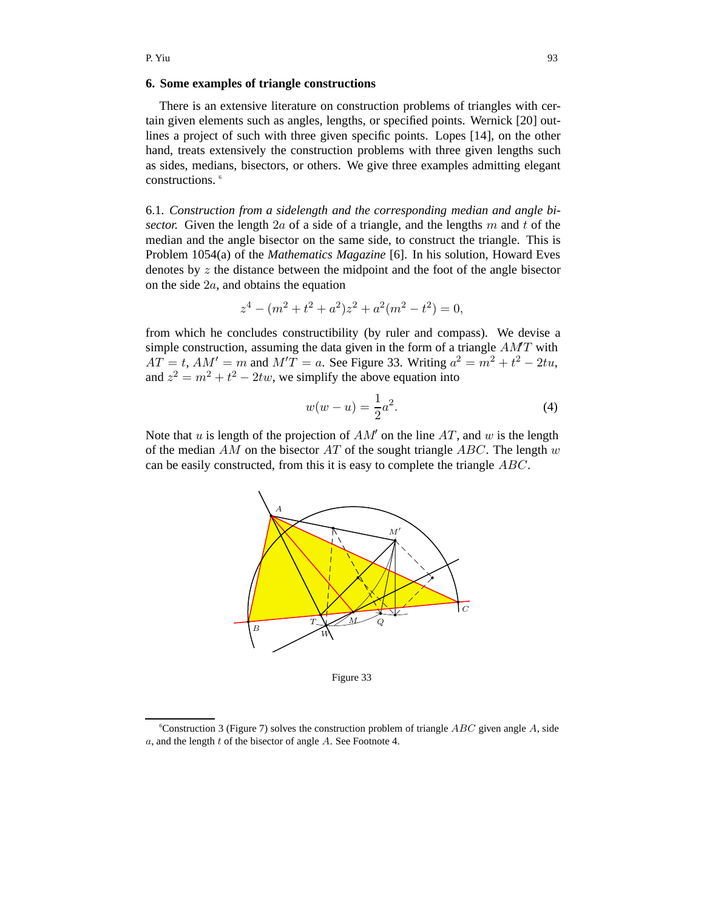## 6. Some examples of triangle constructions

There is an extensive literature on construction problems of triangles with certain given elements such as angles, lengths, or specified points. Wernick [20] outlines a project of such with three given specific points. Lopes [14], on the other hand, treats extensively the construction problems with three given lengths such as sides, medians, bisectors, or others. We give three examples admitting elegant constructions. [6]

6.1. *Construction from a sidelength and the corresponding median and angle bisector.* Given the length $2a$ of a side of a triangle, and the lengths $m$ and $t$ of the median and the angle bisector on the same side, to construct the triangle. This is Problem 1054(a) of the *Mathematics Magazine* [6]. In his solution, Howard Eves denotes by $z$ the distance between the midpoint and the foot of the angle bisector on the side $2a$, and obtains the equation

$$z^4 - (m^2 + t^2 + a^2)z^2 + a^2(m^2 - t^2) = 0,$$

from which he concludes constructibility (by ruler and compass). We devise a simple construction, assuming the data given in the form of a triangle $AM'T$ with $AT = t$, $AM' = m$ and $M'T = a$. See Figure 33. Writing $a^2 = m^2 + t^2 - 2tu$, and $z^2 = m^2 + t^2 - 2tw$, we simplify the above equation into

$$w(w - u) = \frac{1}{2}a^2. \tag{4}$$

Note that $u$ is length of the projection of $AM'$ on the line $AT$, and $w$ is the length of the median $AM$ on the bisector $AT$ of the sought triangle $ABC$. The length $w$ can be easily constructed, from this it is easy to complete the triangle $ABC$.

Figure 33

[6] Construction 3 (Figure 7) solves the construction problem of triangle $ABC$ given angle $A$, side $a$, and the length $t$ of the bisector of angle $A$. See Footnote 4.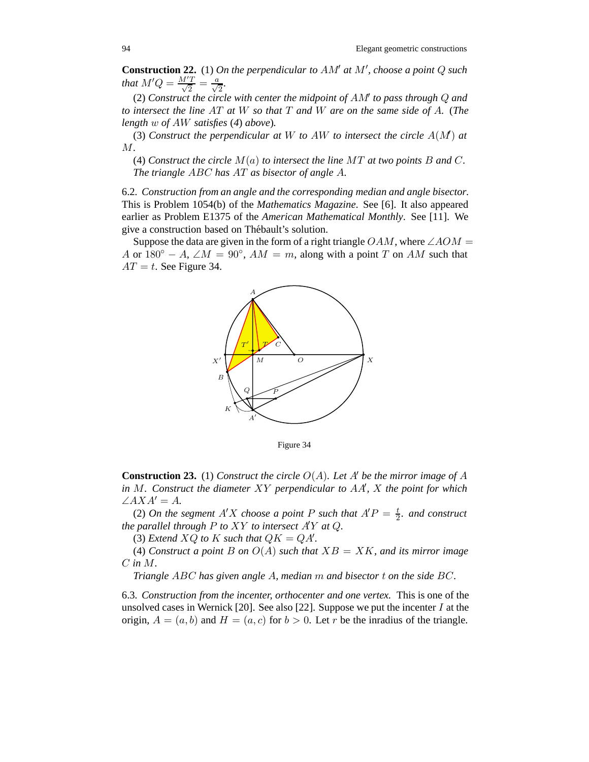**Construction 22.** (1) *On the perpendicular to $AM'$ at $M'$, choose a point $Q$ such that $M'Q = \frac{M'T}{\sqrt{2}} = \frac{a}{\sqrt{2}}$.*

(2) *Construct the circle with center the midpoint of $AM'$ to pass through $Q$ and to intersect the line $AT$ at $W$ so that $T$ and $W$ are on the same side of $A$.* (*The length $w$ of $AW$ satisfies* (4) *above*).

(3) *Construct the perpendicular at $W$ to $AW$ to intersect the circle $A(M')$ at $M$.*

(4) *Construct the circle $M(a)$ to intersect the line $MT$ at two points $B$ and $C$. The triangle $ABC$ has $AT$ as bisector of angle $A$.*

6.2. *Construction from an angle and the corresponding median and angle bisector.* This is Problem 1054(b) of the *Mathematics Magazine*. See [6]. It also appeared earlier as Problem E1375 of the *American Mathematical Monthly*. See [11]. We give a construction based on Thébault's solution.

Suppose the data are given in the form of a right triangle $OAM$, where $\angle AOM = A$ or $180^\circ - A$, $\angle M = 90^\circ$, $AM = m$, along with a point $T$ on $AM$ such that $AT = t$. See Figure 34.

Figure 34

**Construction 23.** (1) *Construct the circle $O(A)$. Let $A'$ be the mirror image of $A$ in $M$. Construct the diameter $XY$ perpendicular to $AA'$, $X$ the point for which $\angle AXA' = A$.*

(2) *On the segment $A'X$ choose a point $P$ such that $A'P = \frac{t}{2}$. and construct the parallel through $P$ to $XY$ to intersect $A'Y$ at $Q$.*

(3) *Extend $XQ$ to $K$ such that $QK = QA'$.*

(4) *Construct a point $B$ on $O(A)$ such that $XB = XK$, and its mirror image $C$ in $M$.*

*Triangle $ABC$ has given angle $A$, median $m$ and bisector $t$ on the side $BC$.*

6.3. *Construction from the incenter, orthocenter and one vertex.* This is one of the unsolved cases in Wernick [20]. See also [22]. Suppose we put the incenter $I$ at the origin, $A = (a, b)$ and $H = (a, c)$ for $b > 0$. Let $r$ be the inradius of the triangle.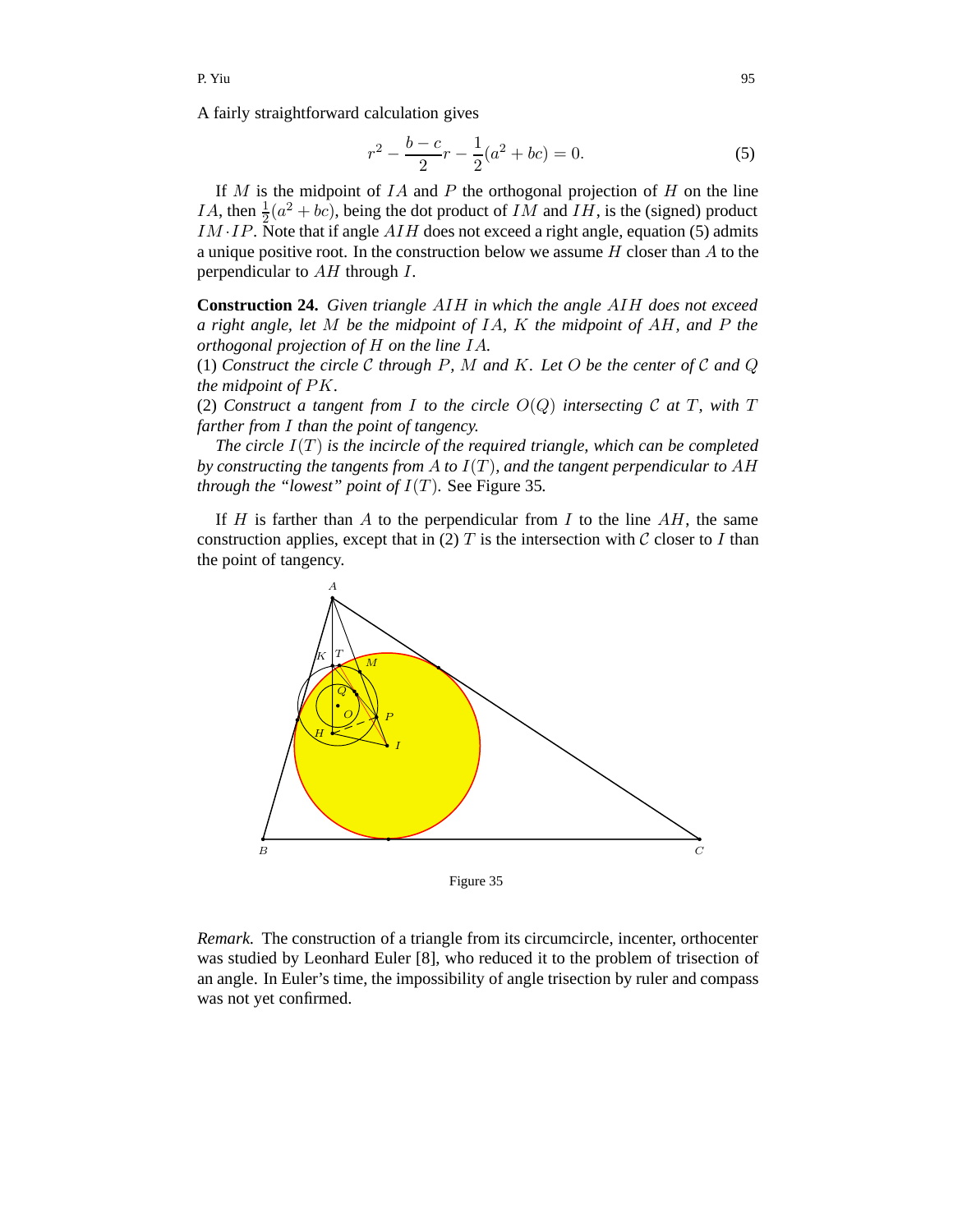A fairly straightforward calculation gives

$$r^2 - \frac{b-c}{2}r - \frac{1}{2}(a^2+bc) = 0. \tag{5}$$

If $M$ is the midpoint of $IA$ and $P$ the orthogonal projection of $H$ on the line $IA$, then $\frac{1}{2}(a^2+bc)$, being the dot product of $IM$ and $IH$, is the (signed) product $IM \cdot IP$. Note that if angle $AIH$ does not exceed a right angle, equation (5) admits a unique positive root. In the construction below we assume $H$ closer than $A$ to the perpendicular to $AH$ through $I$.

**Construction 24.** *Given triangle $AIH$ in which the angle $AIH$ does not exceed a right angle, let $M$ be the midpoint of $IA$, $K$ the midpoint of $AH$, and $P$ the orthogonal projection of $H$ on the line $IA$.*
(1) *Construct the circle $\mathcal{C}$ through $P$, $M$ and $K$. Let $O$ be the center of $\mathcal{C}$ and $Q$ the midpoint of $PK$.*
(2) *Construct a tangent from $I$ to the circle $O(Q)$ intersecting $\mathcal{C}$ at $T$, with $T$ farther from $I$ than the point of tangency.*

*The circle $I(T)$ is the incircle of the required triangle, which can be completed by constructing the tangents from $A$ to $I(T)$, and the tangent perpendicular to $AH$ through the "lowest" point of $I(T)$.* See Figure 35.

If $H$ is farther than $A$ to the perpendicular from $I$ to the line $AH$, the same construction applies, except that in (2) $T$ is the intersection with $\mathcal{C}$ closer to $I$ than the point of tangency.

Figure 35

*Remark.* The construction of a triangle from its circumcircle, incenter, orthocenter was studied by Leonhard Euler [8], who reduced it to the problem of trisection of an angle. In Euler's time, the impossibility of angle trisection by ruler and compass was not yet confirmed.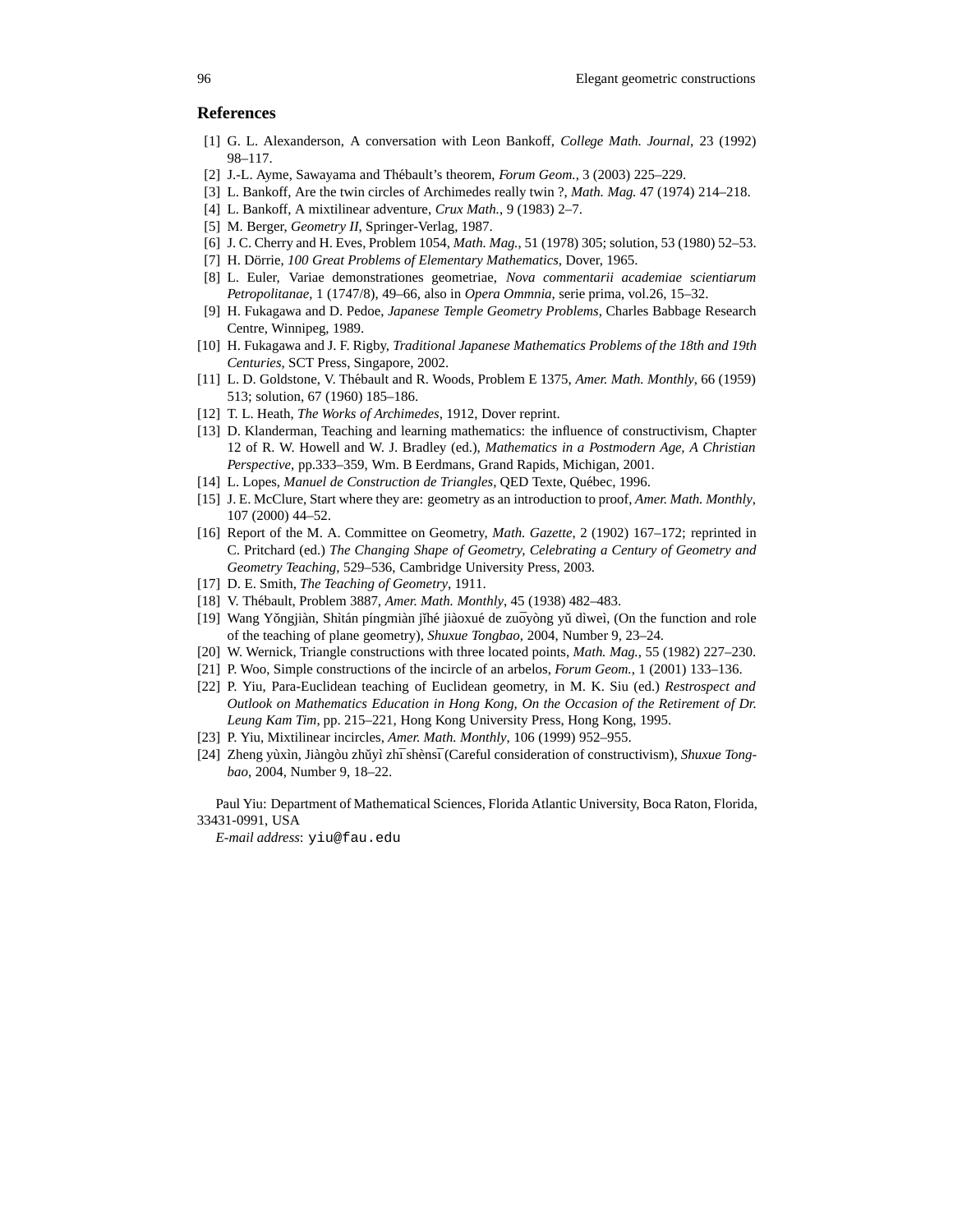## References

[1] G. L. Alexanderson, A conversation with Leon Bankoff, *College Math. Journal*, 23 (1992) 98–117.

[2] J.-L. Ayme, Sawayama and Thébault's theorem, *Forum Geom.*, 3 (2003) 225–229.

[3] L. Bankoff, Are the twin circles of Archimedes really twin ?, *Math. Mag.* 47 (1974) 214–218.

[4] L. Bankoff, A mixtilinear adventure, *Crux Math.*, 9 (1983) 2–7.

[5] M. Berger, *Geometry II*, Springer-Verlag, 1987.

[6] J. C. Cherry and H. Eves, Problem 1054, *Math. Mag.*, 51 (1978) 305; solution, 53 (1980) 52–53.

[7] H. Dörrie, *100 Great Problems of Elementary Mathematics*, Dover, 1965.

[8] L. Euler, Variae demonstrationes geometriae, *Nova commentarii academiae scientiarum Petropolitanae*, 1 (1747/8), 49–66, also in *Opera Ommnia*, serie prima, vol.26, 15–32.

[9] H. Fukagawa and D. Pedoe, *Japanese Temple Geometry Problems*, Charles Babbage Research Centre, Winnipeg, 1989.

[10] H. Fukagawa and J. F. Rigby, *Traditional Japanese Mathematics Problems of the 18th and 19th Centuries*, SCT Press, Singapore, 2002.

[11] L. D. Goldstone, V. Thébault and R. Woods, Problem E 1375, *Amer. Math. Monthly*, 66 (1959) 513; solution, 67 (1960) 185–186.

[12] T. L. Heath, *The Works of Archimedes*, 1912, Dover reprint.

[13] D. Klanderman, Teaching and learning mathematics: the influence of constructivism, Chapter 12 of R. W. Howell and W. J. Bradley (ed.), *Mathematics in a Postmodern Age, A Christian Perspective*, pp.333–359, Wm. B Eerdmans, Grand Rapids, Michigan, 2001.

[14] L. Lopes, *Manuel de Construction de Triangles*, QED Texte, Québec, 1996.

[15] J. E. McClure, Start where they are: geometry as an introduction to proof, *Amer. Math. Monthly*, 107 (2000) 44–52.

[16] Report of the M. A. Committee on Geometry, *Math. Gazette*, 2 (1902) 167–172; reprinted in C. Pritchard (ed.) *The Changing Shape of Geometry, Celebrating a Century of Geometry and Geometry Teaching*, 529–536, Cambridge University Press, 2003.

[17] D. E. Smith, *The Teaching of Geometry*, 1911.

[18] V. Thébault, Problem 3887, *Amer. Math. Monthly*, 45 (1938) 482–483.

[19] Wang Yǒngjiàn, Shìtán píngmiàn jǐhé jiàoxué de zuōyòng yǔ dìwei, (On the function and role of the teaching of plane geometry), *Shuxue Tongbao*, 2004, Number 9, 23–24.

[20] W. Wernick, Triangle constructions with three located points, *Math. Mag.*, 55 (1982) 227–230.

[21] P. Woo, Simple constructions of the incircle of an arbelos, *Forum Geom.*, 1 (2001) 133–136.

[22] P. Yiu, Para-Euclidean teaching of Euclidean geometry, in M. K. Siu (ed.) *Restrospect and Outlook on Mathematics Education in Hong Kong, On the Occasion of the Retirement of Dr. Leung Kam Tim*, pp. 215–221, Hong Kong University Press, Hong Kong, 1995.

[23] P. Yiu, Mixtilinear incircles, *Amer. Math. Monthly*, 106 (1999) 952–955.

[24] Zheng yùxìn, Jiàngòu zhǔyì zhī shènsī (Careful consideration of constructivism), *Shuxue Tongbao*, 2004, Number 9, 18–22.

Paul Yiu: Department of Mathematical Sciences, Florida Atlantic University, Boca Raton, Florida, 33431-0991, USA

*E-mail address*: yiu@fau.edu